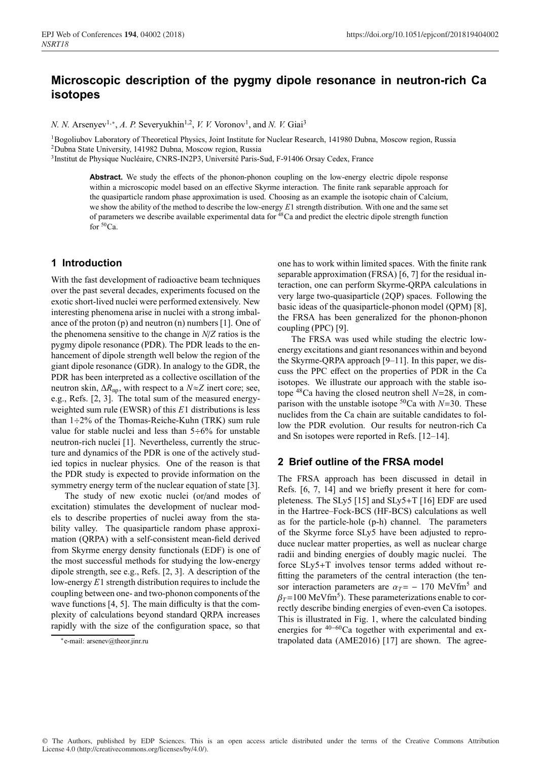# Microscopic description of the pygmy dipole resonance in neutron-rich Ca isotopes

*N. N.* Arsenyev[1,*], *A. P.* Severyukhin[1,2], *V. V.* Voronov[1], and *N. V.* Giai[3]

[1]Bogoliubov Laboratory of Theoretical Physics, Joint Institute for Nuclear Research, 141980 Dubna, Moscow region, Russia
[2]Dubna State University, 141982 Dubna, Moscow region, Russia
[3]Institut de Physique Nucléaire, CNRS-IN2P3, Université Paris-Sud, F-91406 Orsay Cedex, France

**Abstract.** We study the effects of the phonon-phonon coupling on the low-energy electric dipole response within a microscopic model based on an effective Skyrme interaction. The finite rank separable approach for the quasiparticle random phase approximation is used. Choosing as an example the isotopic chain of Calcium, we show the ability of the method to describe the low-energy $E1$ strength distribution. With one and the same set of parameters we describe available experimental data for $^{48}$Ca and predict the electric dipole strength function for $^{50}$Ca.

## 1 Introduction

With the fast development of radioactive beam techniques over the past several decades, experiments focused on the exotic short-lived nuclei were performed extensively. New interesting phenomena arise in nuclei with a strong imbalance of the proton (p) and neutron (n) numbers [1]. One of the phenomena sensitive to the change in $N/Z$ ratios is the pygmy dipole resonance (PDR). The PDR leads to the enhancement of dipole strength well below the region of the giant dipole resonance (GDR). In analogy to the GDR, the PDR has been interpreted as a collective oscillation of the neutron skin, $\Delta R_{\rm np}$, with respect to a $N{\approx}Z$ inert core; see, e.g., Refs. [2, 3]. The total sum of the measured energy-weighted sum rule (EWSR) of this $E1$ distributions is less than 1÷2% of the Thomas-Reiche-Kuhn (TRK) sum rule value for stable nuclei and less than 5÷6% for unstable neutron-rich nuclei [1]. Nevertheless, currently the structure and dynamics of the PDR is one of the actively studied topics in nuclear physics. One of the reason is that the PDR study is expected to provide information on the symmetry energy term of the nuclear equation of state [3].

The study of new exotic nuclei (or/and modes of excitation) stimulates the development of nuclear models to describe properties of nuclei away from the stability valley. The quasiparticle random phase approximation (QRPA) with a self-consistent mean-field derived from Skyrme energy density functionals (EDF) is one of the most successful methods for studying the low-energy dipole strength, see e.g., Refs. [2, 3]. A description of the low-energy $E1$ strength distribution requires to include the coupling between one- and two-phonon components of the wave functions [4, 5]. The main difficulty is that the complexity of calculations beyond standard QRPA increases rapidly with the size of the configuration space, so that one has to work within limited spaces. With the finite rank separable approximation (FRSA) [6, 7] for the residual interaction, one can perform Skyrme-QRPA calculations in very large two-quasiparticle (2QP) spaces. Following the basic ideas of the quasiparticle-phonon model (QPM) [8], the FRSA has been generalized for the phonon-phonon coupling (PPC) [9].

The FRSA was used while studing the electric low-energy excitations and giant resonances within and beyond the Skyrme-QRPA approach [9–11]. In this paper, we discuss the PPC effect on the properties of PDR in the Ca isotopes. We illustrate our approach with the stable isotope $^{48}$Ca having the closed neutron shell $N$=28, in comparison with the unstable isotope $^{50}$Ca with $N$=30. These nuclides from the Ca chain are suitable candidates to follow the PDR evolution. Our results for neutron-rich Ca and Sn isotopes were reported in Refs. [12–14].

## 2 Brief outline of the FRSA model

The FRSA approach has been discussed in detail in Refs. [6, 7, 14] and we briefly present it here for completeness. The SLy5 [15] and SLy5+T [16] EDF are used in the Hartree–Fock-BCS (HF-BCS) calculations as well as for the particle-hole (p-h) channel. The parameters of the Skyrme force SLy5 have been adjusted to reproduce nuclear matter properties, as well as nuclear charge radii and binding energies of doubly magic nuclei. The force SLy5+T involves tensor terms added without refitting the parameters of the central interaction (the tensor interaction parameters are $\alpha_T = -170$ MeVfm$^5$ and $\beta_T$=100 MeVfm$^5$). These parameterizations enable to correctly describe binding energies of even-even Ca isotopes. This is illustrated in Fig. 1, where the calculated binding energies for $^{40-60}$Ca together with experimental and extrapolated data (AME2016) [17] are shown. The agree-

*e-mail: arsenev@theor.jinr.ru

© The Authors, published by EDP Sciences. This is an open access article distributed under the terms of the Creative Commons Attribution License 4.0 (http://creativecommons.org/licenses/by/4.0/).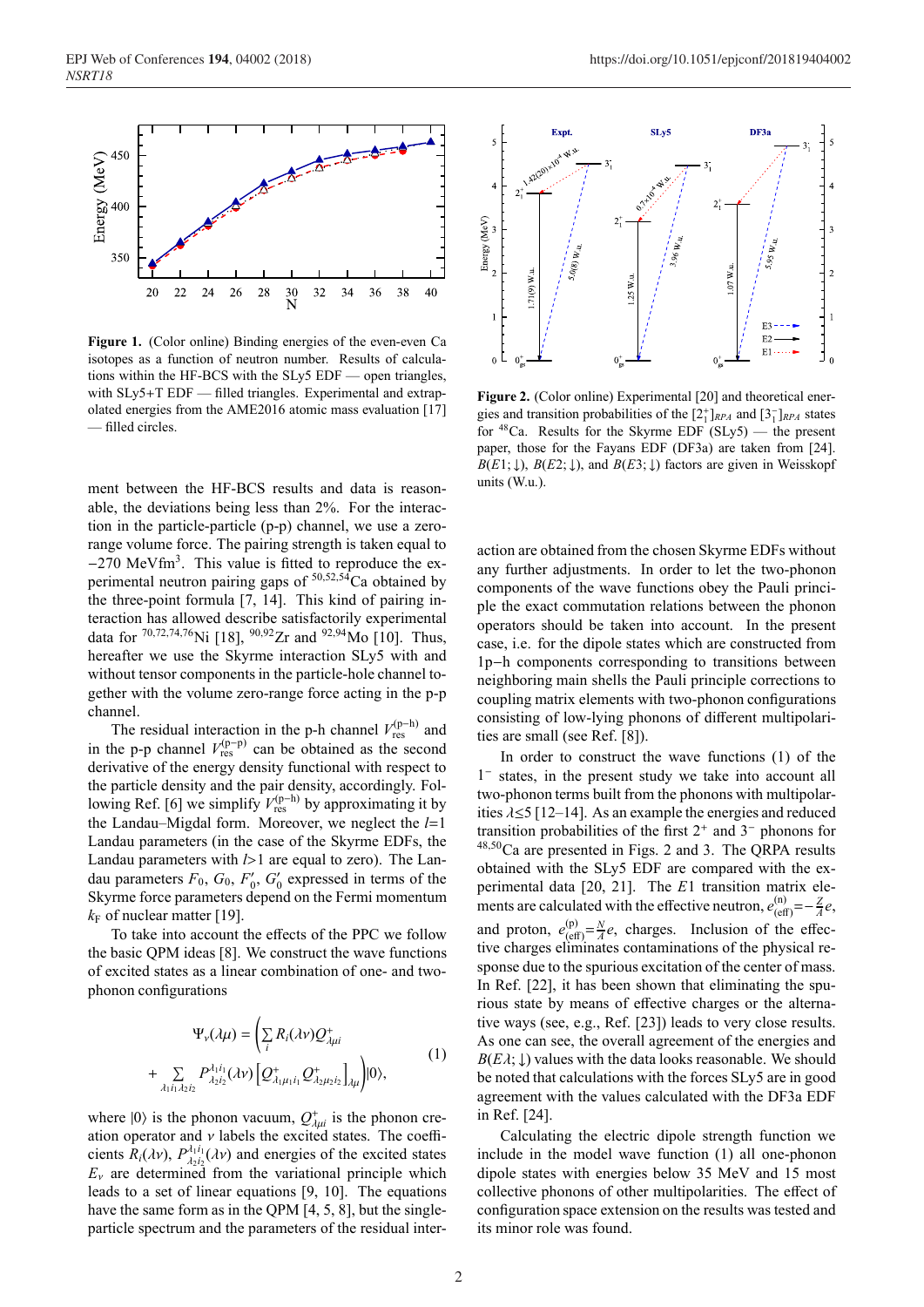**Figure 1.** (Color online) Binding energies of the even-even Ca isotopes as a function of neutron number. Results of calculations within the HF-BCS with the SLy5 EDF — open triangles, with SLy5+T EDF — filled triangles. Experimental and extrapolated energies from the AME2016 atomic mass evaluation [17] — filled circles.

ment between the HF-BCS results and data is reasonable, the deviations being less than 2%. For the interaction in the particle-particle (p-p) channel, we use a zero-range volume force. The pairing strength is taken equal to $-270$ MeVfm$^3$. This value is fitted to reproduce the experimental neutron pairing gaps of $^{50,52,54}$Ca obtained by the three-point formula [7, 14]. This kind of pairing interaction has allowed describe satisfactorily experimental data for $^{70,72,74,76}$Ni [18], $^{90,92}$Zr and $^{92,94}$Mo [10]. Thus, hereafter we use the Skyrme interaction SLy5 with and without tensor components in the particle-hole channel together with the volume zero-range force acting in the p-p channel.

The residual interaction in the p-h channel $V^{(\mathrm{p-h})}_{\mathrm{res}}$ and in the p-p channel $V^{(\mathrm{p-p})}_{\mathrm{res}}$ can be obtained as the second derivative of the energy density functional with respect to the particle density and the pair density, accordingly. Following Ref. [6] we simplify $V^{(\mathrm{p-h})}_{\mathrm{res}}$ by approximating it by the Landau–Migdal form. Moreover, we neglect the $l$=1 Landau parameters (in the case of the Skyrme EDFs, the Landau parameters with $l$>1 are equal to zero). The Landau parameters $F_0$, $G_0$, $F'_0$, $G'_0$ expressed in terms of the Skyrme force parameters depend on the Fermi momentum $k_F$ of nuclear matter [19].

To take into account the effects of the PPC we follow the basic QPM ideas [8]. We construct the wave functions of excited states as a linear combination of one- and two-phonon configurations

$$
\Psi_\nu(\lambda\mu) = \Big( \sum_i R_i(\lambda\nu) Q^+_{\lambda\mu i} + \sum_{\lambda_1 i_1 \lambda_2 i_2} P^{\lambda_1 i_1}_{\lambda_2 i_2}(\lambda\nu) \left[ Q^+_{\lambda_1\mu_1 i_1} Q^+_{\lambda_2\mu_2 i_2} \right]_{\lambda\mu} \Big) |0\rangle, \tag{1}
$$

where $|0\rangle$ is the phonon vacuum, $Q^+_{\lambda\mu i}$ is the phonon creation operator and $\nu$ labels the excited states. The coefficients $R_i(\lambda\nu)$, $P^{\lambda_1 i_1}_{\lambda_2 i_2}(\lambda\nu)$ and energies of the excited states $E_\nu$ are determined from the variational principle which leads to a set of linear equations [9, 10]. The equations have the same form as in the QPM [4, 5, 8], but the single-particle spectrum and the parameters of the residual interaction are obtained from the chosen Skyrme EDFs without any further adjustments. In order to let the two-phonon components of the wave functions obey the Pauli principle the exact commutation relations between the phonon operators should be taken into account. In the present case, i.e. for the dipole states which are constructed from 1p−h components corresponding to transitions between neighboring main shells the Pauli principle corrections to coupling matrix elements with two-phonon configurations consisting of low-lying phonons of different multipolarities are small (see Ref. [8]).

**Figure 2.** (Color online) Experimental [20] and theoretical energies and transition probabilities of the $[2^+_1]_{RPA}$ and $[3^-_1]_{RPA}$ states for $^{48}$Ca. Results for the Skyrme EDF (SLy5) — the present paper, those for the Fayans EDF (DF3a) are taken from [24]. $B(E1;\downarrow)$, $B(E2;\downarrow)$, and $B(E3;\downarrow)$ factors are given in Weisskopf units (W.u.).

In order to construct the wave functions (1) of the $1^-$ states, in the present study we take into account all two-phonon terms built from the phonons with multipolarities $\lambda\leq5$ [12–14]. As an example the energies and reduced transition probabilities of the first $2^+$ and $3^-$ phonons for $^{48,50}$Ca are presented in Figs. 2 and 3. The QRPA results obtained with the SLy5 EDF are compared with the experimental data [20, 21]. The $E1$ transition matrix elements are calculated with the effective neutron, $e^{(\mathrm{n})}_{(\mathrm{eff})}=-\frac{Z}{A}e$, and proton, $e^{(\mathrm{p})}_{(\mathrm{eff})}=\frac{N}{A}e$, charges. Inclusion of the effective charges eliminates contaminations of the physical response due to the spurious excitation of the center of mass. In Ref. [22], it has been shown that eliminating the spurious state by means of effective charges or the alternative ways (see, e.g., Ref. [23]) leads to very close results. As one can see, the overall agreement of the energies and $B(E\lambda;\downarrow)$ values with the data looks reasonable. We should be noted that calculations with the forces SLy5 are in good agreement with the values calculated with the DF3a EDF in Ref. [24].

Calculating the electric dipole strength function we include in the model wave function (1) all one-phonon dipole states with energies below 35 MeV and 15 most collective phonons of other multipolarities. The effect of configuration space extension on the results was tested and its minor role was found.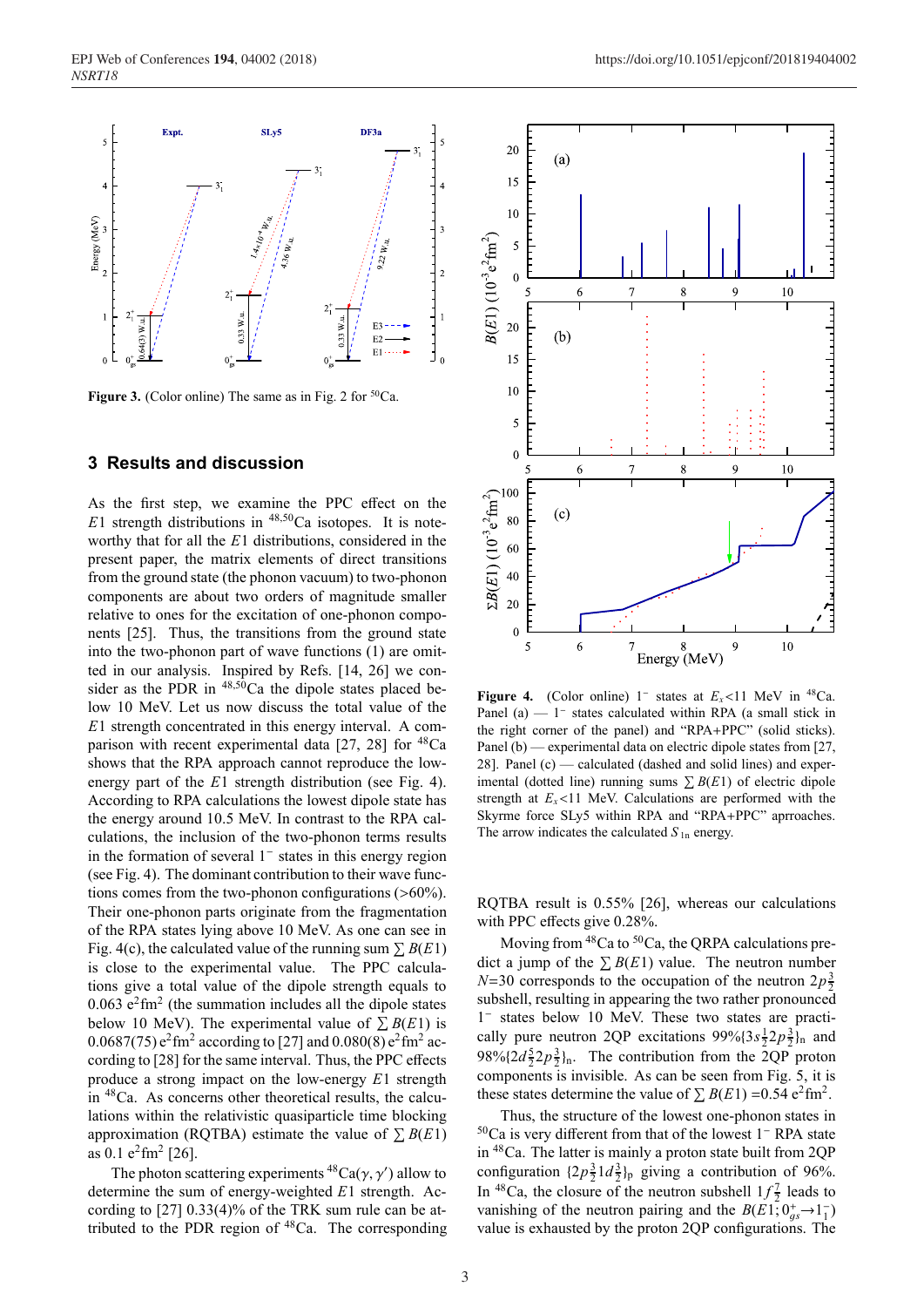**Figure 3.** (Color online) The same as in Fig. 2 for $^{50}$Ca.

## 3 Results and discussion

As the first step, we examine the PPC effect on the $E1$ strength distributions in $^{48,50}$Ca isotopes. It is noteworthy that for all the $E1$ distributions, considered in the present paper, the matrix elements of direct transitions from the ground state (the phonon vacuum) to two-phonon components are about two orders of magnitude smaller relative to ones for the excitation of one-phonon components [25]. Thus, the transitions from the ground state into the two-phonon part of wave functions (1) are omitted in our analysis. Inspired by Refs. [14, 26] we consider as the PDR in $^{48,50}$Ca the dipole states placed below 10 MeV. Let us now discuss the total value of the $E1$ strength concentrated in this energy interval. A comparison with recent experimental data [27, 28] for $^{48}$Ca shows that the RPA approach cannot reproduce the low-energy part of the $E1$ strength distribution (see Fig. 4). According to RPA calculations the lowest dipole state has the energy around 10.5 MeV. In contrast to the RPA calculations, the inclusion of the two-phonon terms results in the formation of several $1^-$ states in this energy region (see Fig. 4). The dominant contribution to their wave functions comes from the two-phonon configurations (>60%). Their one-phonon parts originate from the fragmentation of the RPA states lying above 10 MeV. As one can see in Fig. 4(c), the calculated value of the running sum $\sum B(E1)$ is close to the experimental value. The PPC calculations give a total value of the dipole strength equals to 0.063 e$^2$fm$^2$ (the summation includes all the dipole states below 10 MeV). The experimental value of $\sum B(E1)$ is 0.0687(75) e$^2$fm$^2$ according to [27] and 0.080(8) e$^2$fm$^2$ according to [28] for the same interval. Thus, the PPC effects produce a strong impact on the low-energy $E1$ strength in $^{48}$Ca. As concerns other theoretical results, the calculations within the relativistic quasiparticle time blocking approximation (RQTBA) estimate the value of $\sum B(E1)$ as 0.1 e$^2$fm$^2$ [26].

The photon scattering experiments $^{48}$Ca$(\gamma, \gamma')$ allow to determine the sum of energy-weighted $E1$ strength. According to [27] 0.33(4)% of the TRK sum rule can be attributed to the PDR region of $^{48}$Ca. The corresponding RQTBA result is 0.55% [26], whereas our calculations with PPC effects give 0.28%.

Moving from $^{48}$Ca to $^{50}$Ca, the QRPA calculations predict a jump of the $\sum B(E1)$ value. The neutron number $N$=30 corresponds to the occupation of the neutron $2p_{\frac{3}{2}}$ subshell, resulting in appearing the two rather pronounced $1^-$ states below 10 MeV. These two states are practically pure neutron 2QP excitations 99%$\{3s_{\frac{1}{2}}2p_{\frac{3}{2}}\}_{\rm n}$ and 98%$\{2d_{\frac{5}{2}}2p_{\frac{3}{2}}\}_{\rm n}$. The contribution from the 2QP proton components is invisible. As can be seen from Fig. 5, it is these states determine the value of $\sum B(E1)$ =0.54 e$^2$fm$^2$.

Thus, the structure of the lowest one-phonon states in $^{50}$Ca is very different from that of the lowest $1^-$ RPA state in $^{48}$Ca. The latter is mainly a proton state built from 2QP configuration $\{2p_{\frac{3}{2}}1d_{\frac{3}{2}}\}_{\rm p}$ giving a contribution of 96%. In $^{48}$Ca, the closure of the neutron subshell $1f_{\frac{7}{2}}$ leads to vanishing of the neutron pairing and the $B(E1; 0^+_{gs}\to 1^-_1)$ value is exhausted by the proton 2QP configurations. The

**Figure 4.** (Color online) $1^-$ states at $E_x$<11 MeV in $^{48}$Ca. Panel (a) — $1^-$ states calculated within RPA (a small stick in the right corner of the panel) and "RPA+PPC" (solid sticks). Panel (b) — experimental data on electric dipole states from [27, 28]. Panel (c) — calculated (dashed and solid lines) and experimental (dotted line) running sums $\sum B(E1)$ of electric dipole strength at $E_x$<11 MeV. Calculations are performed with the Skyrme force SLy5 within RPA and "RPA+PPC" aprroaches. The arrow indicates the calculated $S_{1n}$ energy.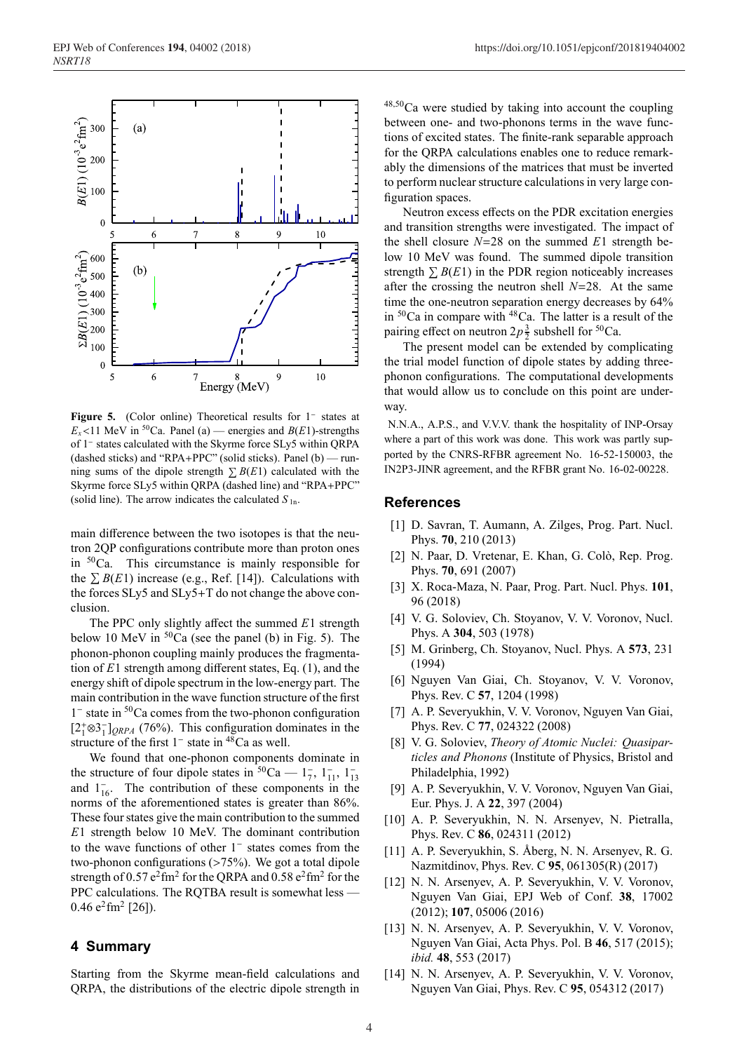**Figure 5.** (Color online) Theoretical results for $1^-$ states at $E_x$<11 MeV in $^{50}$Ca. Panel (a) — energies and $B(E1)$-strengths of $1^-$ states calculated with the Skyrme force SLy5 within QRPA (dashed sticks) and "RPA+PPC" (solid sticks). Panel (b) — running sums of the dipole strength $\sum B(E1)$ calculated with the Skyrme force SLy5 within QRPA (dashed line) and "RPA+PPC" (solid line). The arrow indicates the calculated $S_{1n}$.

main difference between the two isotopes is that the neutron 2QP configurations contribute more than proton ones in $^{50}$Ca. This circumstance is mainly responsible for the $\sum B(E1)$ increase (e.g., Ref. [14]). Calculations with the forces SLy5 and SLy5+T do not change the above conclusion.

The PPC only slightly affect the summed $E1$ strength below 10 MeV in $^{50}$Ca (see the panel (b) in Fig. 5). The phonon-phonon coupling mainly produces the fragmentation of $E1$ strength among different states, Eq. (1), and the energy shift of dipole spectrum in the low-energy part. The main contribution in the wave function structure of the first $1^-$ state in $^{50}$Ca comes from the two-phonon configuration $[2^+_1 \otimes 3^-_1]_{QRPA}$ (76%). This configuration dominates in the structure of the first $1^-$ state in $^{48}$Ca as well.

We found that one-phonon components dominate in the structure of four dipole states in $^{50}$Ca — $1^-_7$, $1^-_{11}$, $1^-_{13}$ and $1^-_{16}$. The contribution of these components in the norms of the aforementioned states is greater than 86%. These four states give the main contribution to the summed $E1$ strength below 10 MeV. The dominant contribution to the wave functions of other $1^-$ states comes from the two-phonon configurations (>75%). We got a total dipole strength of 0.57 $e^2$fm$^2$ for the QRPA and 0.58 $e^2$fm$^2$ for the PPC calculations. The RQTBA result is somewhat less — 0.46 $e^2$fm$^2$ [26]).

## 4 Summary

Starting from the Skyrme mean-field calculations and QRPA, the distributions of the electric dipole strength in $^{48,50}$Ca were studied by taking into account the coupling between one- and two-phonons terms in the wave functions of excited states. The finite-rank separable approach for the QRPA calculations enables one to reduce remarkably the dimensions of the matrices that must be inverted to perform nuclear structure calculations in very large configuration spaces.

Neutron excess effects on the PDR excitation energies and transition strengths were investigated. The impact of the shell closure $N$=28 on the summed $E1$ strength below 10 MeV was found. The summed dipole transition strength $\sum B(E1)$ in the PDR region noticeably increases after the crossing the neutron shell $N$=28. At the same time the one-neutron separation energy decreases by 64% in $^{50}$Ca in compare with $^{48}$Ca. The latter is a result of the pairing effect on neutron $2p_{\frac{3}{2}}$ subshell for $^{50}$Ca.

The present model can be extended by complicating the trial model function of dipole states by adding three-phonon configurations. The computational developments that would allow us to conclude on this point are underway.

N.N.A., A.P.S., and V.V.V. thank the hospitality of INP-Orsay where a part of this work was done. This work was partly supported by the CNRS-RFBR agreement No. 16-52-150003, the IN2P3-JINR agreement, and the RFBR grant No. 16-02-00228.

## References

[1] D. Savran, T. Aumann, A. Zilges, Prog. Part. Nucl. Phys. **70**, 210 (2013)

[2] N. Paar, D. Vretenar, E. Khan, G. Colò, Rep. Prog. Phys. **70**, 691 (2007)

[3] X. Roca-Maza, N. Paar, Prog. Part. Nucl. Phys. **101**, 96 (2018)

[4] V. G. Soloviev, Ch. Stoyanov, V. V. Voronov, Nucl. Phys. A **304**, 503 (1978)

[5] M. Grinberg, Ch. Stoyanov, Nucl. Phys. A **573**, 231 (1994)

[6] Nguyen Van Giai, Ch. Stoyanov, V. V. Voronov, Phys. Rev. C **57**, 1204 (1998)

[7] A. P. Severyukhin, V. V. Voronov, Nguyen Van Giai, Phys. Rev. C **77**, 024322 (2008)

[8] V. G. Soloviev, *Theory of Atomic Nuclei: Quasiparticles and Phonons* (Institute of Physics, Bristol and Philadelphia, 1992)

[9] A. P. Severyukhin, V. V. Voronov, Nguyen Van Giai, Eur. Phys. J. A **22**, 397 (2004)

[10] A. P. Severyukhin, N. N. Arsenyev, N. Pietralla, Phys. Rev. C **86**, 024311 (2012)

[11] A. P. Severyukhin, S. Åberg, N. N. Arsenyev, R. G. Nazmitdinov, Phys. Rev. C **95**, 061305(R) (2017)

[12] N. N. Arsenyev, A. P. Severyukhin, V. V. Voronov, Nguyen Van Giai, EPJ Web of Conf. **38**, 17002 (2012); **107**, 05006 (2016)

[13] N. N. Arsenyev, A. P. Severyukhin, V. V. Voronov, Nguyen Van Giai, Acta Phys. Pol. B **46**, 517 (2015); *ibid.* **48**, 553 (2017)

[14] N. N. Arsenyev, A. P. Severyukhin, V. V. Voronov, Nguyen Van Giai, Phys. Rev. C **95**, 054312 (2017)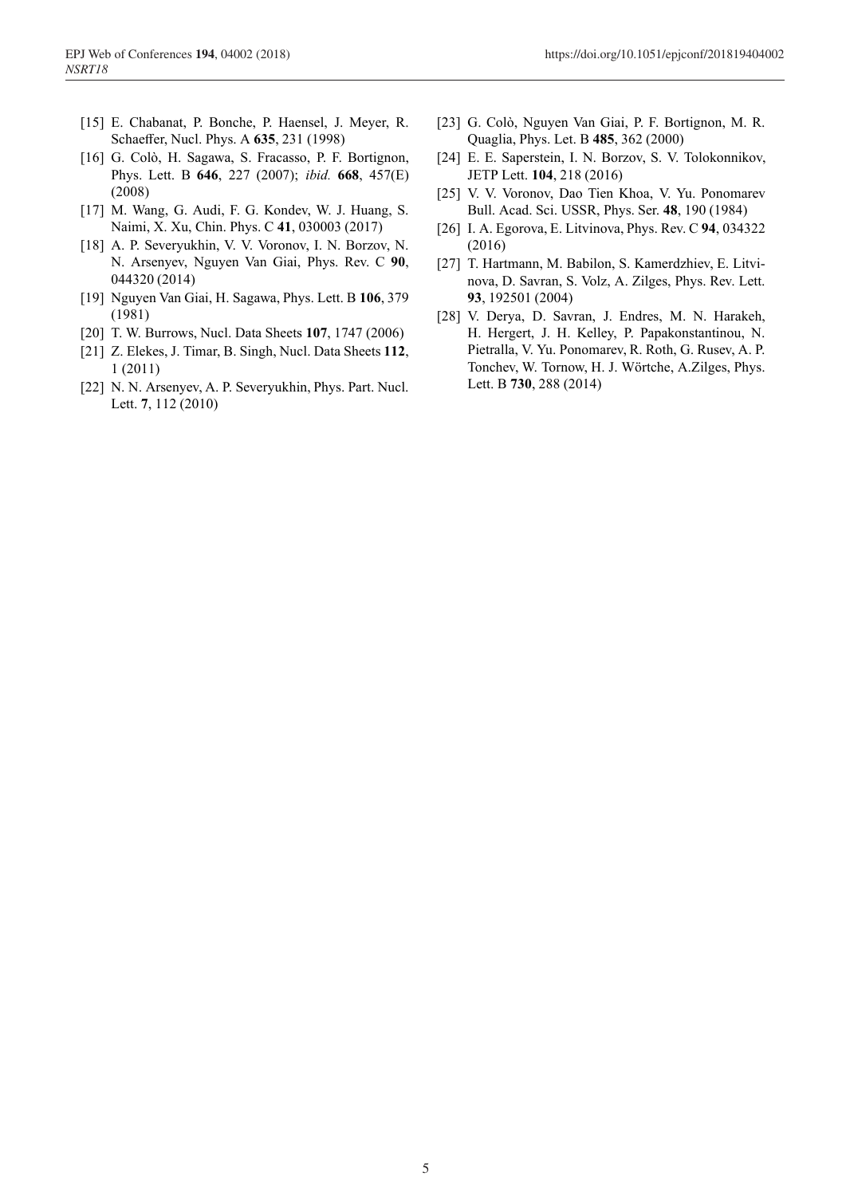[15] E. Chabanat, P. Bonche, P. Haensel, J. Meyer, R. Schaeffer, Nucl. Phys. A **635**, 231 (1998)

[16] G. Colò, H. Sagawa, S. Fracasso, P. F. Bortignon, Phys. Lett. B **646**, 227 (2007); *ibid.* **668**, 457(E) (2008)

[17] M. Wang, G. Audi, F. G. Kondev, W. J. Huang, S. Naimi, X. Xu, Chin. Phys. C **41**, 030003 (2017)

[18] A. P. Severyukhin, V. V. Voronov, I. N. Borzov, N. N. Arsenyev, Nguyen Van Giai, Phys. Rev. C **90**, 044320 (2014)

[19] Nguyen Van Giai, H. Sagawa, Phys. Lett. B **106**, 379 (1981)

[20] T. W. Burrows, Nucl. Data Sheets **107**, 1747 (2006)

[21] Z. Elekes, J. Timar, B. Singh, Nucl. Data Sheets **112**, 1 (2011)

[22] N. N. Arsenyev, A. P. Severyukhin, Phys. Part. Nucl. Lett. **7**, 112 (2010)

[23] G. Colò, Nguyen Van Giai, P. F. Bortignon, M. R. Quaglia, Phys. Let. B **485**, 362 (2000)

[24] E. E. Saperstein, I. N. Borzov, S. V. Tolokonnikov, JETP Lett. **104**, 218 (2016)

[25] V. V. Voronov, Dao Tien Khoa, V. Yu. Ponomarev Bull. Acad. Sci. USSR, Phys. Ser. **48**, 190 (1984)

[26] I. A. Egorova, E. Litvinova, Phys. Rev. C **94**, 034322 (2016)

[27] T. Hartmann, M. Babilon, S. Kamerdzhiev, E. Litvinova, D. Savran, S. Volz, A. Zilges, Phys. Rev. Lett. **93**, 192501 (2004)

[28] V. Derya, D. Savran, J. Endres, M. N. Harakeh, H. Hergert, J. H. Kelley, P. Papakonstantinou, N. Pietralla, V. Yu. Ponomarev, R. Roth, G. Rusev, A. P. Tonchev, W. Tornow, H. J. Wörtche, A.Zilges, Phys. Lett. B **730**, 288 (2014)